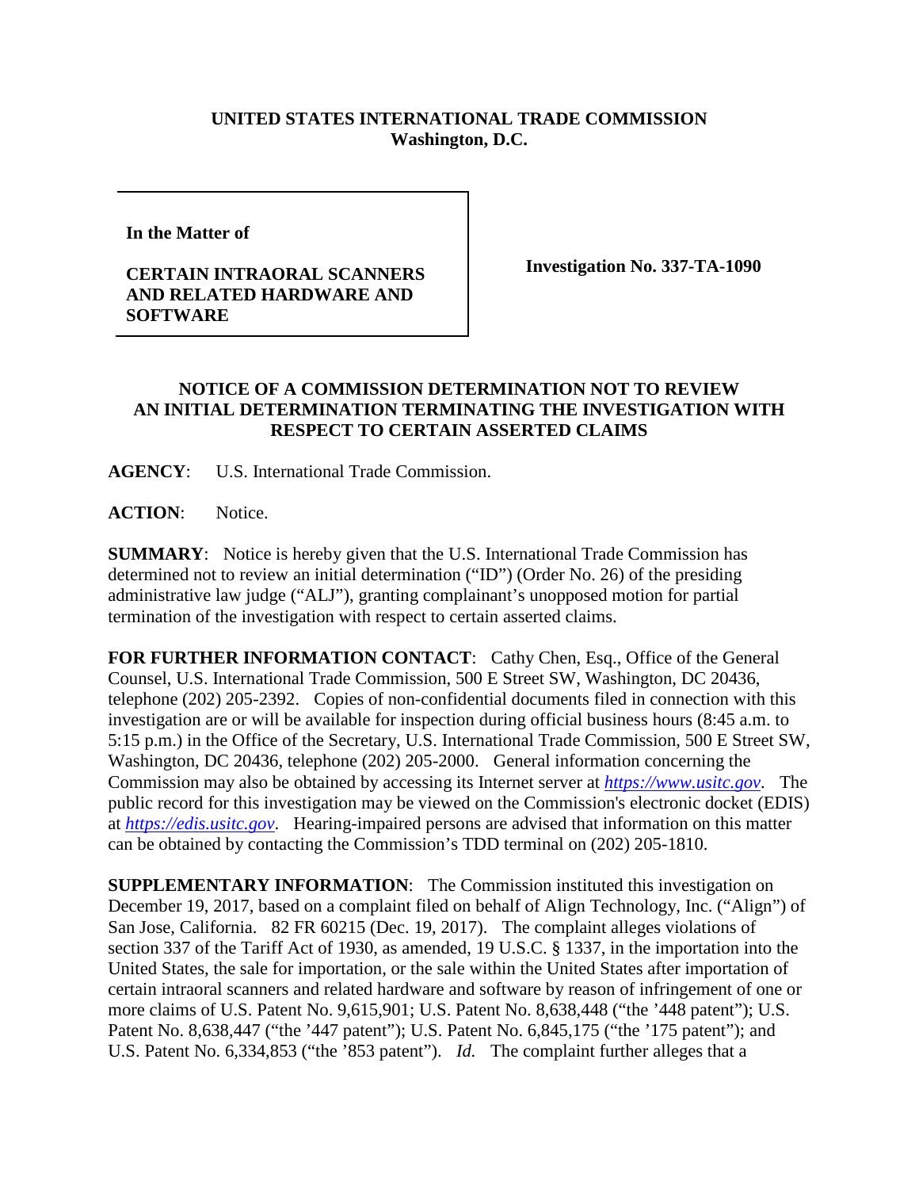**UNITED STATES INTERNATIONAL TRADE COMMISSION**
**Washington, D.C.**

| | |
|---|---|
| **In the Matter of**<br><br>**CERTAIN INTRAORAL SCANNERS AND RELATED HARDWARE AND SOFTWARE** | **Investigation No. 337-TA-1090** |

**NOTICE OF A COMMISSION DETERMINATION NOT TO REVIEW AN INITIAL DETERMINATION TERMINATING THE INVESTIGATION WITH RESPECT TO CERTAIN ASSERTED CLAIMS**

**AGENCY**: U.S. International Trade Commission.

**ACTION**: Notice.

**SUMMARY**: Notice is hereby given that the U.S. International Trade Commission has determined not to review an initial determination ("ID") (Order No. 26) of the presiding administrative law judge ("ALJ"), granting complainant's unopposed motion for partial termination of the investigation with respect to certain asserted claims.

**FOR FURTHER INFORMATION CONTACT**: Cathy Chen, Esq., Office of the General Counsel, U.S. International Trade Commission, 500 E Street SW, Washington, DC 20436, telephone (202) 205-2392. Copies of non-confidential documents filed in connection with this investigation are or will be available for inspection during official business hours (8:45 a.m. to 5:15 p.m.) in the Office of the Secretary, U.S. International Trade Commission, 500 E Street SW, Washington, DC 20436, telephone (202) 205-2000. General information concerning the Commission may also be obtained by accessing its Internet server at *https://www.usitc.gov*. The public record for this investigation may be viewed on the Commission's electronic docket (EDIS) at *https://edis.usitc.gov*. Hearing-impaired persons are advised that information on this matter can be obtained by contacting the Commission's TDD terminal on (202) 205-1810.

**SUPPLEMENTARY INFORMATION**: The Commission instituted this investigation on December 19, 2017, based on a complaint filed on behalf of Align Technology, Inc. ("Align") of San Jose, California. 82 FR 60215 (Dec. 19, 2017). The complaint alleges violations of section 337 of the Tariff Act of 1930, as amended, 19 U.S.C. § 1337, in the importation into the United States, the sale for importation, or the sale within the United States after importation of certain intraoral scanners and related hardware and software by reason of infringement of one or more claims of U.S. Patent No. 9,615,901; U.S. Patent No. 8,638,448 ("the '448 patent"); U.S. Patent No. 8,638,447 ("the '447 patent"); U.S. Patent No. 6,845,175 ("the '175 patent"); and U.S. Patent No. 6,334,853 ("the '853 patent"). *Id.* The complaint further alleges that a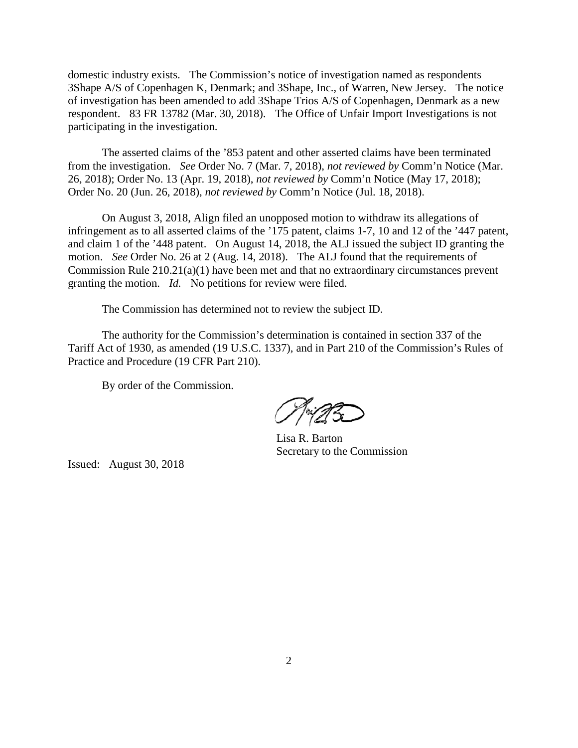domestic industry exists. The Commission's notice of investigation named as respondents 3Shape A/S of Copenhagen K, Denmark; and 3Shape, Inc., of Warren, New Jersey. The notice of investigation has been amended to add 3Shape Trios A/S of Copenhagen, Denmark as a new respondent. 83 FR 13782 (Mar. 30, 2018). The Office of Unfair Import Investigations is not participating in the investigation.

The asserted claims of the '853 patent and other asserted claims have been terminated from the investigation. *See* Order No. 7 (Mar. 7, 2018), *not reviewed by* Comm'n Notice (Mar. 26, 2018); Order No. 13 (Apr. 19, 2018), *not reviewed by* Comm'n Notice (May 17, 2018); Order No. 20 (Jun. 26, 2018), *not reviewed by* Comm'n Notice (Jul. 18, 2018).

On August 3, 2018, Align filed an unopposed motion to withdraw its allegations of infringement as to all asserted claims of the '175 patent, claims 1-7, 10 and 12 of the '447 patent, and claim 1 of the '448 patent. On August 14, 2018, the ALJ issued the subject ID granting the motion. *See* Order No. 26 at 2 (Aug. 14, 2018). The ALJ found that the requirements of Commission Rule 210.21(a)(1) have been met and that no extraordinary circumstances prevent granting the motion. *Id.* No petitions for review were filed.

The Commission has determined not to review the subject ID.

The authority for the Commission's determination is contained in section 337 of the Tariff Act of 1930, as amended (19 U.S.C. 1337), and in Part 210 of the Commission's Rules of Practice and Procedure (19 CFR Part 210).

By order of the Commission.

Lisa R. Barton
Secretary to the Commission

Issued: August 30, 2018